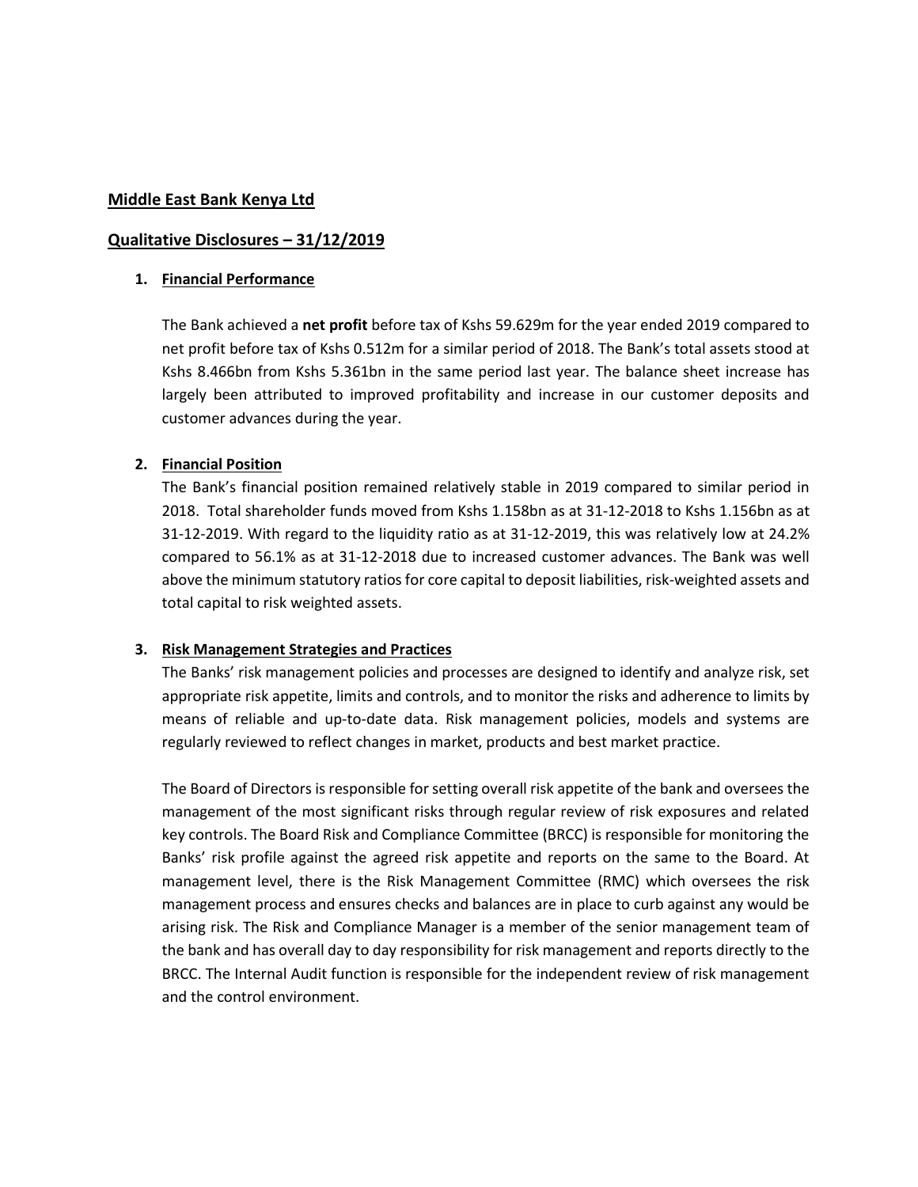**Middle East Bank Kenya Ltd**

**Qualitative Disclosures – 31/12/2019**

## 1. Financial Performance

The Bank achieved a **net profit** before tax of Kshs 59.629m for the year ended 2019 compared to net profit before tax of Kshs 0.512m for a similar period of 2018. The Bank's total assets stood at Kshs 8.466bn from Kshs 5.361bn in the same period last year. The balance sheet increase has largely been attributed to improved profitability and increase in our customer deposits and customer advances during the year.

## 2. Financial Position

The Bank's financial position remained relatively stable in 2019 compared to similar period in 2018. Total shareholder funds moved from Kshs 1.158bn as at 31-12-2018 to Kshs 1.156bn as at 31-12-2019. With regard to the liquidity ratio as at 31-12-2019, this was relatively low at 24.2% compared to 56.1% as at 31-12-2018 due to increased customer advances. The Bank was well above the minimum statutory ratios for core capital to deposit liabilities, risk-weighted assets and total capital to risk weighted assets.

## 3. Risk Management Strategies and Practices

The Banks' risk management policies and processes are designed to identify and analyze risk, set appropriate risk appetite, limits and controls, and to monitor the risks and adherence to limits by means of reliable and up-to-date data. Risk management policies, models and systems are regularly reviewed to reflect changes in market, products and best market practice.

The Board of Directors is responsible for setting overall risk appetite of the bank and oversees the management of the most significant risks through regular review of risk exposures and related key controls. The Board Risk and Compliance Committee (BRCC) is responsible for monitoring the Banks' risk profile against the agreed risk appetite and reports on the same to the Board. At management level, there is the Risk Management Committee (RMC) which oversees the risk management process and ensures checks and balances are in place to curb against any would be arising risk. The Risk and Compliance Manager is a member of the senior management team of the bank and has overall day to day responsibility for risk management and reports directly to the BRCC. The Internal Audit function is responsible for the independent review of risk management and the control environment.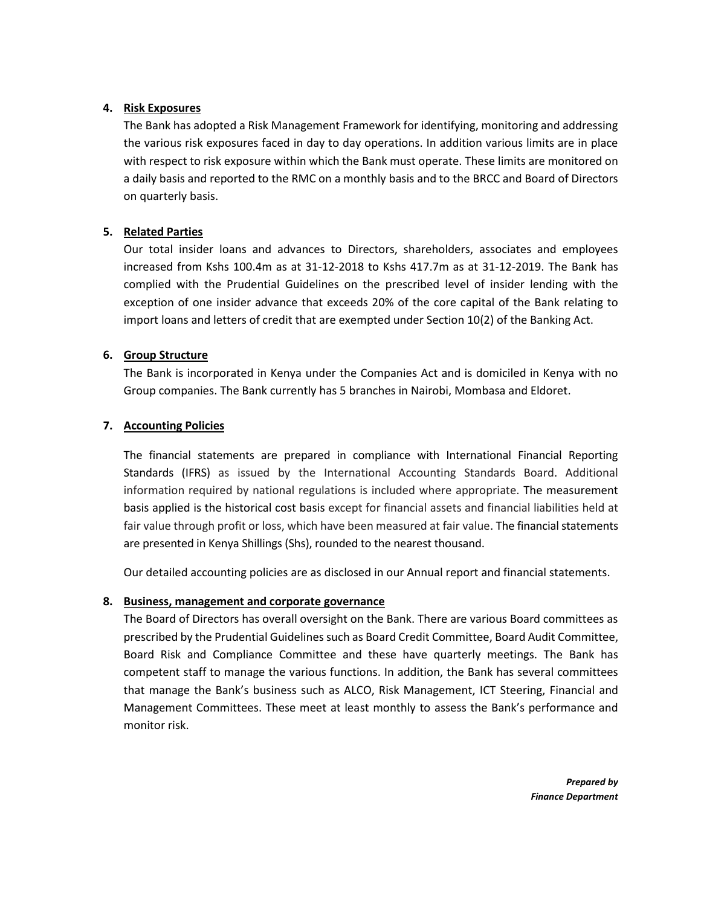4. **Risk Exposures**

   The Bank has adopted a Risk Management Framework for identifying, monitoring and addressing the various risk exposures faced in day to day operations. In addition various limits are in place with respect to risk exposure within which the Bank must operate. These limits are monitored on a daily basis and reported to the RMC on a monthly basis and to the BRCC and Board of Directors on quarterly basis.

5. **Related Parties**

   Our total insider loans and advances to Directors, shareholders, associates and employees increased from Kshs 100.4m as at 31-12-2018 to Kshs 417.7m as at 31-12-2019. The Bank has complied with the Prudential Guidelines on the prescribed level of insider lending with the exception of one insider advance that exceeds 20% of the core capital of the Bank relating to import loans and letters of credit that are exempted under Section 10(2) of the Banking Act.

6. **Group Structure**

   The Bank is incorporated in Kenya under the Companies Act and is domiciled in Kenya with no Group companies. The Bank currently has 5 branches in Nairobi, Mombasa and Eldoret.

7. **Accounting Policies**

   The financial statements are prepared in compliance with International Financial Reporting Standards (IFRS) as issued by the International Accounting Standards Board. Additional information required by national regulations is included where appropriate. The measurement basis applied is the historical cost basis except for financial assets and financial liabilities held at fair value through profit or loss, which have been measured at fair value. The financial statements are presented in Kenya Shillings (Shs), rounded to the nearest thousand.

   Our detailed accounting policies are as disclosed in our Annual report and financial statements.

8. **Business, management and corporate governance**

   The Board of Directors has overall oversight on the Bank. There are various Board committees as prescribed by the Prudential Guidelines such as Board Credit Committee, Board Audit Committee, Board Risk and Compliance Committee and these have quarterly meetings. The Bank has competent staff to manage the various functions. In addition, the Bank has several committees that manage the Bank's business such as ALCO, Risk Management, ICT Steering, Financial and Management Committees. These meet at least monthly to assess the Bank's performance and monitor risk.

***Prepared by***
***Finance Department***